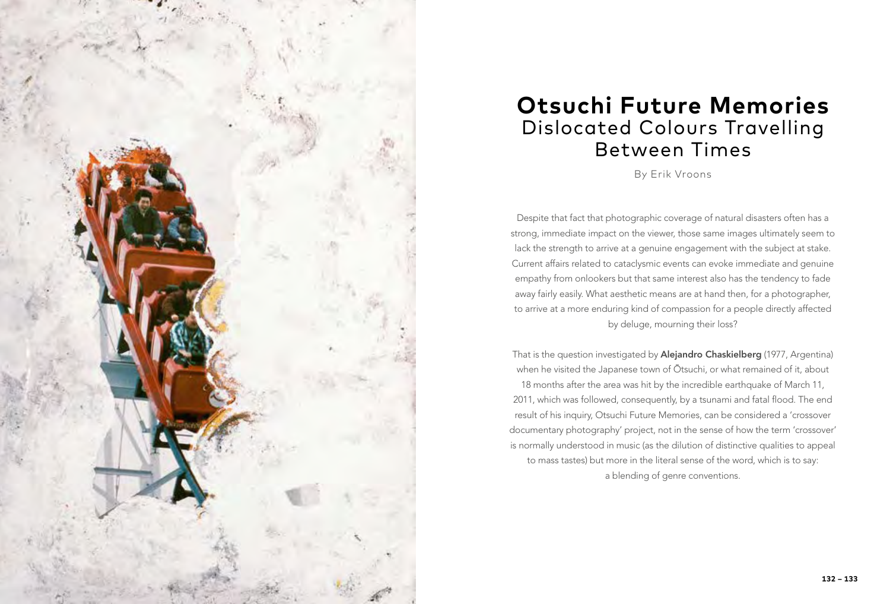# Otsuchi Future Memories
## Dislocated Colours Travelling Between Times

By Erik Vroons

Despite that fact that photographic coverage of natural disasters often has a strong, immediate impact on the viewer, those same images ultimately seem to lack the strength to arrive at a genuine engagement with the subject at stake. Current affairs related to cataclysmic events can evoke immediate and genuine empathy from onlookers but that same interest also has the tendency to fade away fairly easily. What aesthetic means are at hand then, for a photographer, to arrive at a more enduring kind of compassion for a people directly affected by deluge, mourning their loss?

That is the question investigated by **Alejandro Chaskielberg** (1977, Argentina) when he visited the Japanese town of Ōtsuchi, or what remained of it, about 18 months after the area was hit by the incredible earthquake of March 11, 2011, which was followed, consequently, by a tsunami and fatal flood. The end result of his inquiry, Otsuchi Future Memories, can be considered a 'crossover documentary photography' project, not in the sense of how the term 'crossover' is normally understood in music (as the dilution of distinctive qualities to appeal to mass tastes) but more in the literal sense of the word, which is to say: a blending of genre conventions.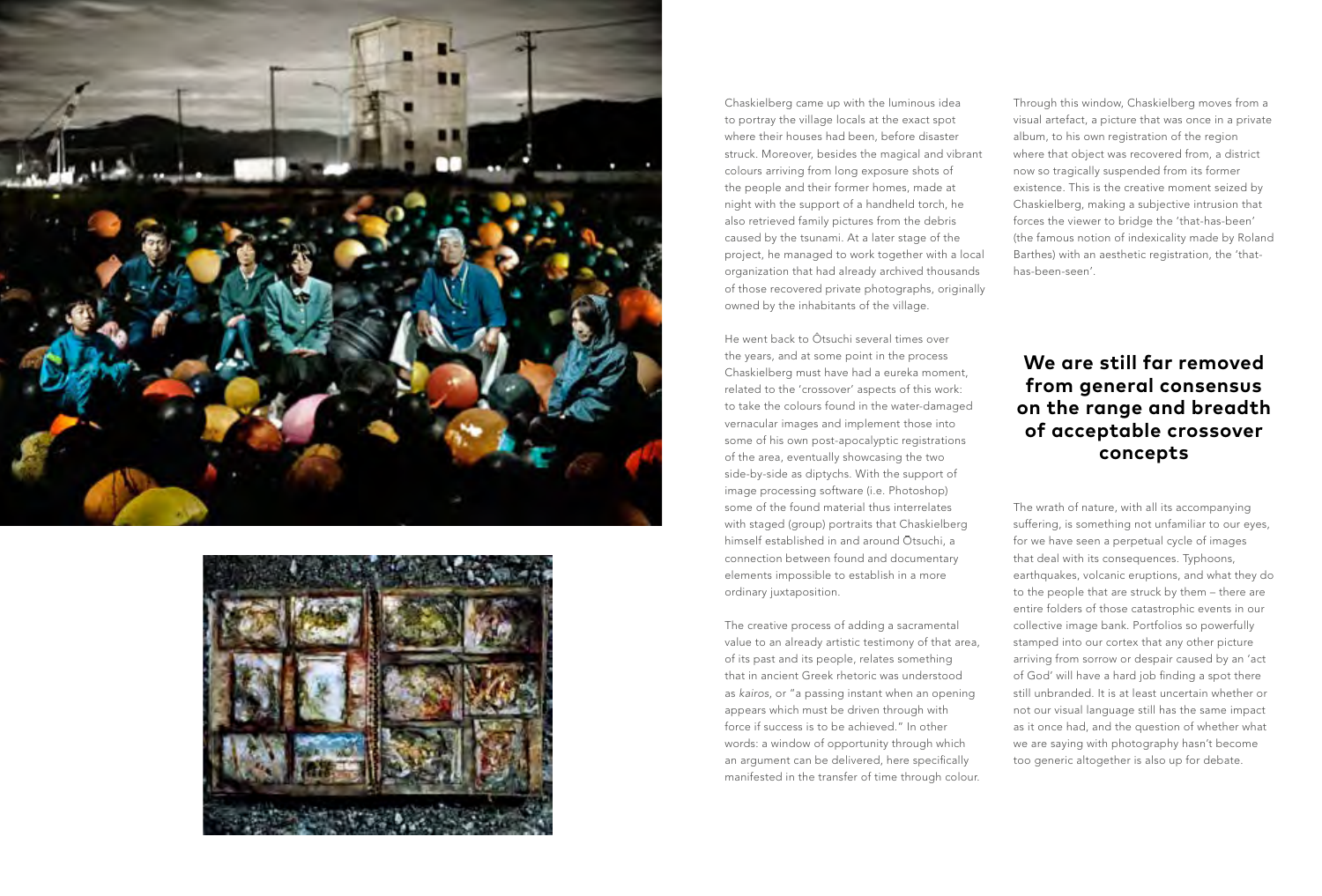Chaskielberg came up with the luminous idea to portray the village locals at the exact spot where their houses had been, before disaster struck. Moreover, besides the magical and vibrant colours arriving from long exposure shots of the people and their former homes, made at night with the support of a handheld torch, he also retrieved family pictures from the debris caused by the tsunami. At a later stage of the project, he managed to work together with a local organization that had already archived thousands of those recovered private photographs, originally owned by the inhabitants of the village.

He went back to Ōtsuchi several times over the years, and at some point in the process Chaskielberg must have had a eureka moment, related to the 'crossover' aspects of this work: to take the colours found in the water-damaged vernacular images and implement those into some of his own post-apocalyptic registrations of the area, eventually showcasing the two side-by-side as diptychs. With the support of image processing software (i.e. Photoshop) some of the found material thus interrelates with staged (group) portraits that Chaskielberg himself established in and around Ōtsuchi, a connection between found and documentary elements impossible to establish in a more ordinary juxtaposition.

The creative process of adding a sacramental value to an already artistic testimony of that area, of its past and its people, relates something that in ancient Greek rhetoric was understood as *kairos*, or "a passing instant when an opening appears which must be driven through with force if success is to be achieved." In other words: a window of opportunity through which an argument can be delivered, here specifically manifested in the transfer of time through colour.

Through this window, Chaskielberg moves from a visual artefact, a picture that was once in a private album, to his own registration of the region where that object was recovered from, a district now so tragically suspended from its former existence. This is the creative moment seized by Chaskielberg, making a subjective intrusion that forces the viewer to bridge the 'that-has-been' (the famous notion of indexicality made by Roland Barthes) with an aesthetic registration, the 'that-has-been-seen'.

## We are still far removed from general consensus on the range and breadth of acceptable crossover concepts

The wrath of nature, with all its accompanying suffering, is something not unfamiliar to our eyes, for we have seen a perpetual cycle of images that deal with its consequences. Typhoons, earthquakes, volcanic eruptions, and what they do to the people that are struck by them – there are entire folders of those catastrophic events in our collective image bank. Portfolios so powerfully stamped into our cortex that any other picture arriving from sorrow or despair caused by an 'act of God' will have a hard job finding a spot there still unbranded. It is at least uncertain whether or not our visual language still has the same impact as it once had, and the question of whether what we are saying with photography hasn't become too generic altogether is also up for debate.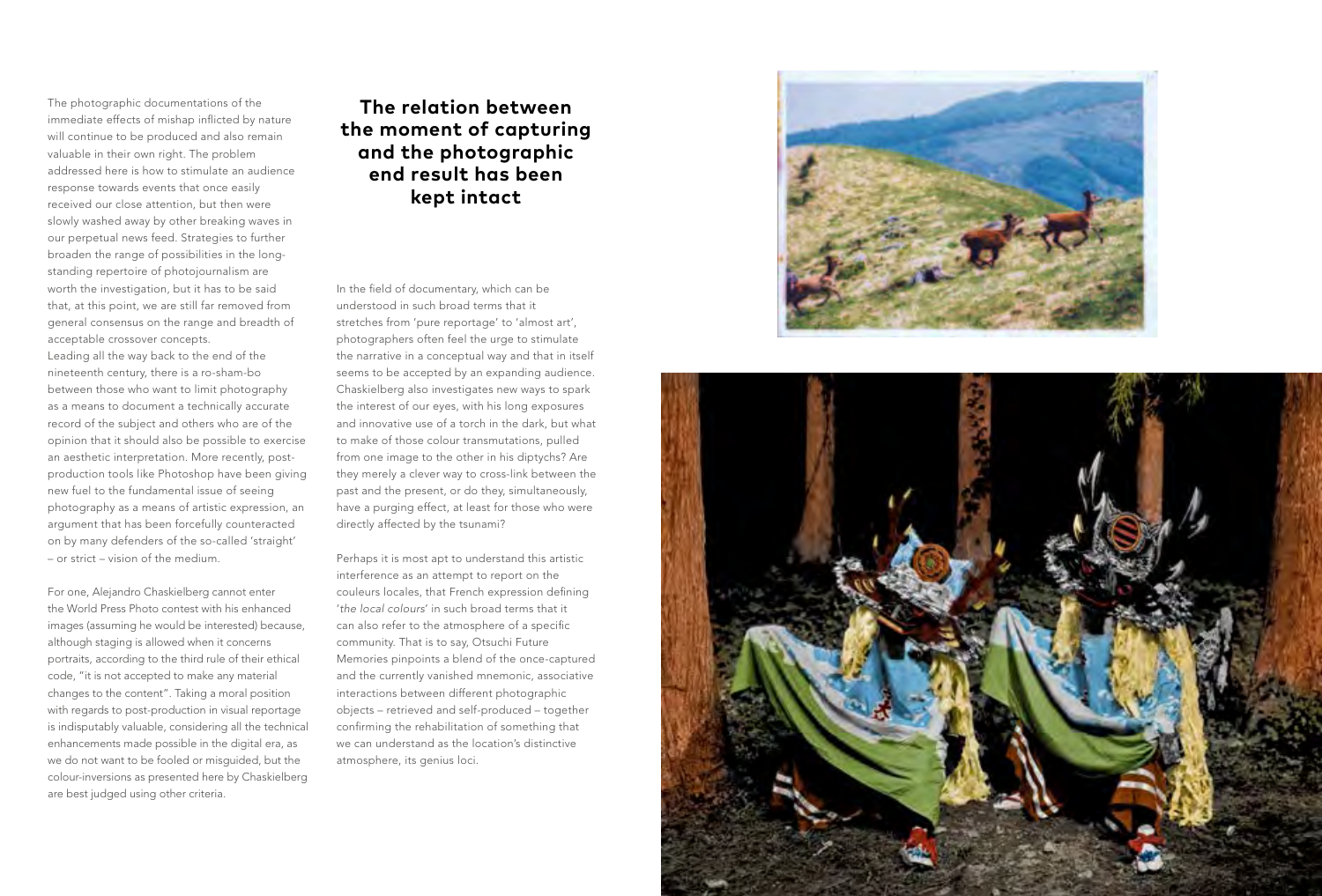The photographic documentations of the immediate effects of mishap inflicted by nature will continue to be produced and also remain valuable in their own right. The problem addressed here is how to stimulate an audience response towards events that once easily received our close attention, but then were slowly washed away by other breaking waves in our perpetual news feed. Strategies to further broaden the range of possibilities in the long-standing repertoire of photojournalism are worth the investigation, but it has to be said that, at this point, we are still far removed from general consensus on the range and breadth of acceptable crossover concepts.
Leading all the way back to the end of the nineteenth century, there is a ro-sham-bo between those who want to limit photography as a means to document a technically accurate record of the subject and others who are of the opinion that it should also be possible to exercise an aesthetic interpretation. More recently, post-production tools like Photoshop have been giving new fuel to the fundamental issue of seeing photography as a means of artistic expression, an argument that has been forcefully counteracted on by many defenders of the so-called 'straight' – or strict – vision of the medium.

For one, Alejandro Chaskielberg cannot enter the World Press Photo contest with his enhanced images (assuming he would be interested) because, although staging is allowed when it concerns portraits, according to the third rule of their ethical code, "it is not accepted to make any material changes to the content". Taking a moral position with regards to post-production in visual reportage is indisputably valuable, considering all the technical enhancements made possible in the digital era, as we do not want to be fooled or misguided, but the colour-inversions as presented here by Chaskielberg are best judged using other criteria.

## The relation between the moment of capturing and the photographic end result has been kept intact

In the field of documentary, which can be understood in such broad terms that it stretches from 'pure reportage' to 'almost art', photographers often feel the urge to stimulate the narrative in a conceptual way and that in itself seems to be accepted by an expanding audience. Chaskielberg also investigates new ways to spark the interest of our eyes, with his long exposures and innovative use of a torch in the dark, but what to make of those colour transmutations, pulled from one image to the other in his diptychs? Are they merely a clever way to cross-link between the past and the present, or do they, simultaneously, have a purging effect, at least for those who were directly affected by the tsunami?

Perhaps it is most apt to understand this artistic interference as an attempt to report on the couleurs locales, that French expression defining '*the local colours*' in such broad terms that it can also refer to the atmosphere of a specific community. That is to say, Otsuchi Future Memories pinpoints a blend of the once-captured and the currently vanished mnemonic, associative interactions between different photographic objects – retrieved and self-produced – together confirming the rehabilitation of something that we can understand as the location's distinctive atmosphere, its genius loci.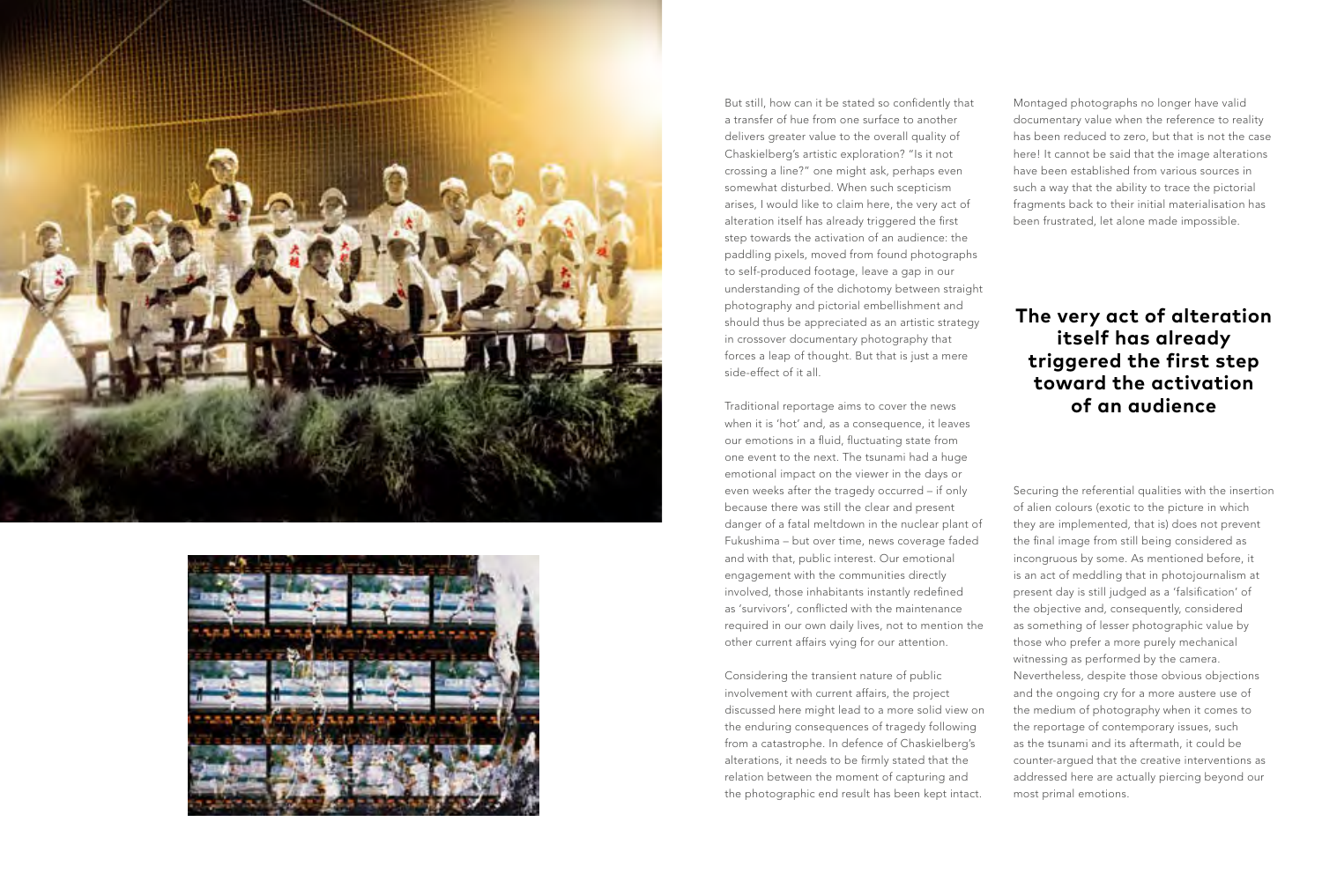But still, how can it be stated so confidently that a transfer of hue from one surface to another delivers greater value to the overall quality of Chaskielberg's artistic exploration? "Is it not crossing a line?" one might ask, perhaps even somewhat disturbed. When such scepticism arises, I would like to claim here, the very act of alteration itself has already triggered the first step towards the activation of an audience: the paddling pixels, moved from found photographs to self-produced footage, leave a gap in our understanding of the dichotomy between straight photography and pictorial embellishment and should thus be appreciated as an artistic strategy in crossover documentary photography that forces a leap of thought. But that is just a mere side-effect of it all.

Traditional reportage aims to cover the news when it is 'hot' and, as a consequence, it leaves our emotions in a fluid, fluctuating state from one event to the next. The tsunami had a huge emotional impact on the viewer in the days or even weeks after the tragedy occurred – if only because there was still the clear and present danger of a fatal meltdown in the nuclear plant of Fukushima – but over time, news coverage faded and with that, public interest. Our emotional engagement with the communities directly involved, those inhabitants instantly redefined as 'survivors', conflicted with the maintenance required in our own daily lives, not to mention the other current affairs vying for our attention.

Considering the transient nature of public involvement with current affairs, the project discussed here might lead to a more solid view on the enduring consequences of tragedy following from a catastrophe. In defence of Chaskielberg's alterations, it needs to be firmly stated that the relation between the moment of capturing and the photographic end result has been kept intact.

Montaged photographs no longer have valid documentary value when the reference to reality has been reduced to zero, but that is not the case here! It cannot be said that the image alterations have been established from various sources in such a way that the ability to trace the pictorial fragments back to their initial materialisation has been frustrated, let alone made impossible.

**The very act of alteration itself has already triggered the first step toward the activation of an audience**

Securing the referential qualities with the insertion of alien colours (exotic to the picture in which they are implemented, that is) does not prevent the final image from still being considered as incongruous by some. As mentioned before, it is an act of meddling that in photojournalism at present day is still judged as a 'falsification' of the objective and, consequently, considered as something of lesser photographic value by those who prefer a more purely mechanical witnessing as performed by the camera. Nevertheless, despite those obvious objections and the ongoing cry for a more austere use of the medium of photography when it comes to the reportage of contemporary issues, such as the tsunami and its aftermath, it could be counter-argued that the creative interventions as addressed here are actually piercing beyond our most primal emotions.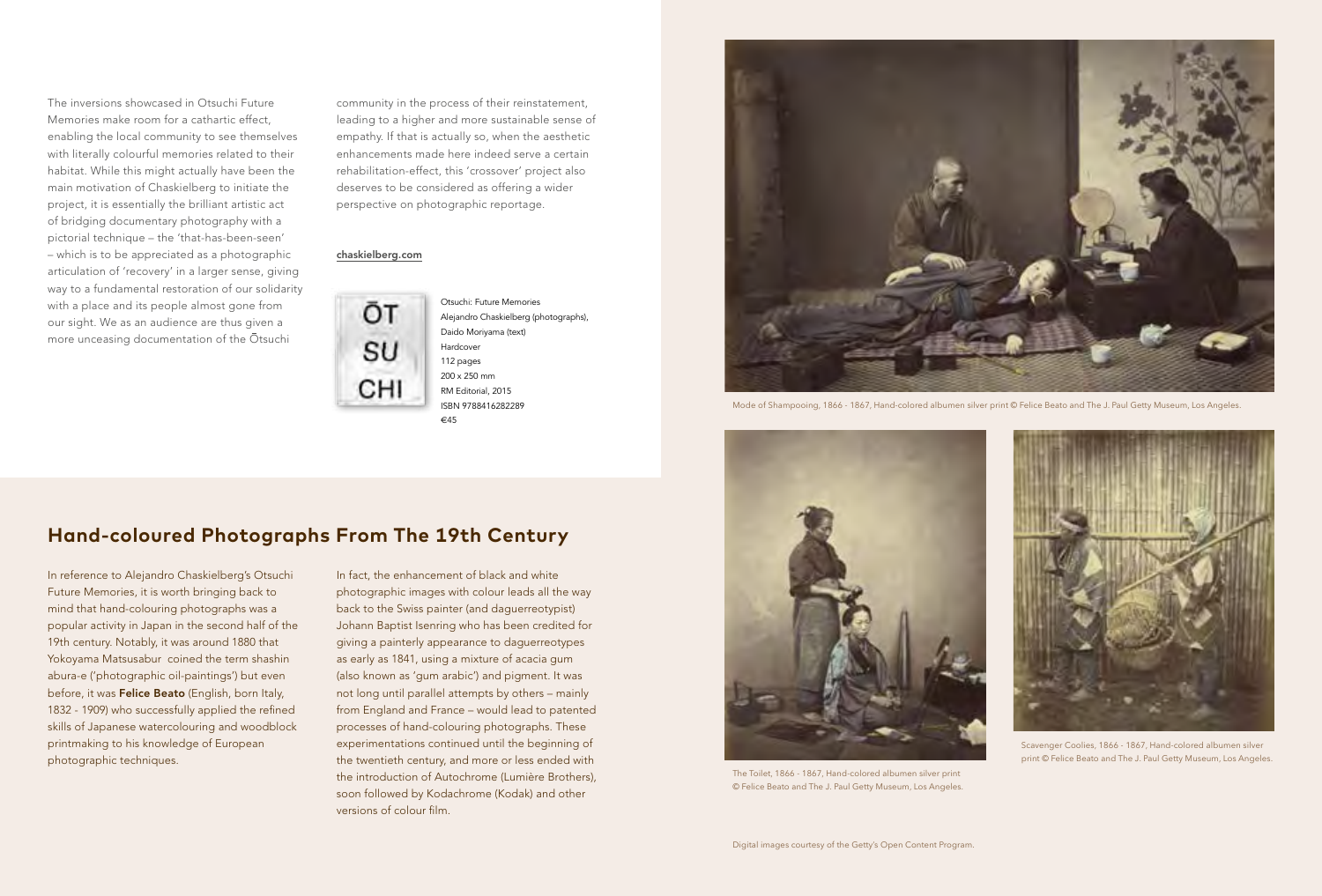The inversions showcased in Otsuchi Future Memories make room for a cathartic effect, enabling the local community to see themselves with literally colourful memories related to their habitat. While this might actually have been the main motivation of Chaskielberg to initiate the project, it is essentially the brilliant artistic act of bridging documentary photography with a pictorial technique – the 'that-has-been-seen' – which is to be appreciated as a photographic articulation of 'recovery' in a larger sense, giving way to a fundamental restoration of our solidarity with a place and its people almost gone from our sight. We as an audience are thus given a more unceasing documentation of the Ōtsuchi community in the process of their reinstatement, leading to a higher and more sustainable sense of empathy. If that is actually so, when the aesthetic enhancements made here indeed serve a certain rehabilitation-effect, this 'crossover' project also deserves to be considered as offering a wider perspective on photographic reportage.

chaskielberg.com

ŌT
SU
CHI

Otsuchi: Future Memories
Alejandro Chaskielberg (photographs),
Daido Moriyama (text)
Hardcover
112 pages
200 x 250 mm
RM Editorial, 2015
ISBN 9788416282289
€45

## Hand-coloured Photographs From The 19th Century

In reference to Alejandro Chaskielberg's Otsuchi Future Memories, it is worth bringing back to mind that hand-colouring photographs was a popular activity in Japan in the second half of the 19th century. Notably, it was around 1880 that Yokoyama Matsusabur coined the term shashin abura-e ('photographic oil-paintings') but even before, it was **Felice Beato** (English, born Italy, 1832 - 1909) who successfully applied the refined skills of Japanese watercolouring and woodblock printmaking to his knowledge of European photographic techniques.

In fact, the enhancement of black and white photographic images with colour leads all the way back to the Swiss painter (and daguerreotypist) Johann Baptist Isenring who has been credited for giving a painterly appearance to daguerreotypes as early as 1841, using a mixture of acacia gum (also known as 'gum arabic') and pigment. It was not long until parallel attempts by others – mainly from England and France – would lead to patented processes of hand-colouring photographs. These experimentations continued until the beginning of the twentieth century, and more or less ended with the introduction of Autochrome (Lumière Brothers), soon followed by Kodachrome (Kodak) and other versions of colour film.

Mode of Shampooing, 1866 - 1867, Hand-colored albumen silver print © Felice Beato and The J. Paul Getty Museum, Los Angeles.

The Toilet, 1866 - 1867, Hand-colored albumen silver print © Felice Beato and The J. Paul Getty Museum, Los Angeles.

Scavenger Coolies, 1866 - 1867, Hand-colored albumen silver print © Felice Beato and The J. Paul Getty Museum, Los Angeles.

Digital images courtesy of the Getty's Open Content Program.